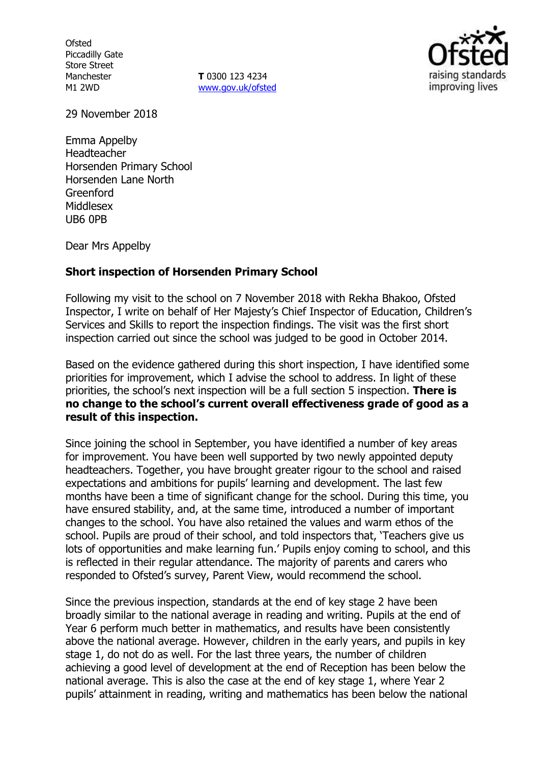Ofsted
Piccadilly Gate
Store Street
Manchester
M1 2WD

**T** 0300 123 4234
www.gov.uk/ofsted

29 November 2018

Emma Appelby
Headteacher
Horsenden Primary School
Horsenden Lane North
Greenford
Middlesex
UB6 0PB

Dear Mrs Appelby

**Short inspection of Horsenden Primary School**

Following my visit to the school on 7 November 2018 with Rekha Bhakoo, Ofsted Inspector, I write on behalf of Her Majesty's Chief Inspector of Education, Children's Services and Skills to report the inspection findings. The visit was the first short inspection carried out since the school was judged to be good in October 2014.

Based on the evidence gathered during this short inspection, I have identified some priorities for improvement, which I advise the school to address. In light of these priorities, the school's next inspection will be a full section 5 inspection. **There is no change to the school's current overall effectiveness grade of good as a result of this inspection.**

Since joining the school in September, you have identified a number of key areas for improvement. You have been well supported by two newly appointed deputy headteachers. Together, you have brought greater rigour to the school and raised expectations and ambitions for pupils' learning and development. The last few months have been a time of significant change for the school. During this time, you have ensured stability, and, at the same time, introduced a number of important changes to the school. You have also retained the values and warm ethos of the school. Pupils are proud of their school, and told inspectors that, 'Teachers give us lots of opportunities and make learning fun.' Pupils enjoy coming to school, and this is reflected in their regular attendance. The majority of parents and carers who responded to Ofsted's survey, Parent View, would recommend the school.

Since the previous inspection, standards at the end of key stage 2 have been broadly similar to the national average in reading and writing. Pupils at the end of Year 6 perform much better in mathematics, and results have been consistently above the national average. However, children in the early years, and pupils in key stage 1, do not do as well. For the last three years, the number of children achieving a good level of development at the end of Reception has been below the national average. This is also the case at the end of key stage 1, where Year 2 pupils' attainment in reading, writing and mathematics has been below the national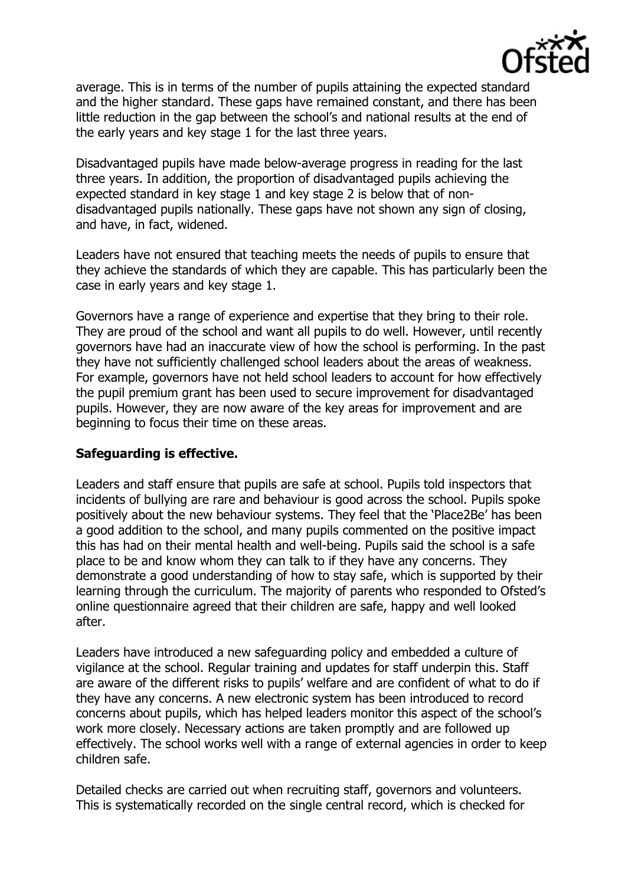average. This is in terms of the number of pupils attaining the expected standard and the higher standard. These gaps have remained constant, and there has been little reduction in the gap between the school's and national results at the end of the early years and key stage 1 for the last three years.

Disadvantaged pupils have made below-average progress in reading for the last three years. In addition, the proportion of disadvantaged pupils achieving the expected standard in key stage 1 and key stage 2 is below that of non-disadvantaged pupils nationally. These gaps have not shown any sign of closing, and have, in fact, widened.

Leaders have not ensured that teaching meets the needs of pupils to ensure that they achieve the standards of which they are capable. This has particularly been the case in early years and key stage 1.

Governors have a range of experience and expertise that they bring to their role. They are proud of the school and want all pupils to do well. However, until recently governors have had an inaccurate view of how the school is performing. In the past they have not sufficiently challenged school leaders about the areas of weakness. For example, governors have not held school leaders to account for how effectively the pupil premium grant has been used to secure improvement for disadvantaged pupils. However, they are now aware of the key areas for improvement and are beginning to focus their time on these areas.

**Safeguarding is effective.**

Leaders and staff ensure that pupils are safe at school. Pupils told inspectors that incidents of bullying are rare and behaviour is good across the school. Pupils spoke positively about the new behaviour systems. They feel that the 'Place2Be' has been a good addition to the school, and many pupils commented on the positive impact this has had on their mental health and well-being. Pupils said the school is a safe place to be and know whom they can talk to if they have any concerns. They demonstrate a good understanding of how to stay safe, which is supported by their learning through the curriculum. The majority of parents who responded to Ofsted's online questionnaire agreed that their children are safe, happy and well looked after.

Leaders have introduced a new safeguarding policy and embedded a culture of vigilance at the school. Regular training and updates for staff underpin this. Staff are aware of the different risks to pupils' welfare and are confident of what to do if they have any concerns. A new electronic system has been introduced to record concerns about pupils, which has helped leaders monitor this aspect of the school's work more closely. Necessary actions are taken promptly and are followed up effectively. The school works well with a range of external agencies in order to keep children safe.

Detailed checks are carried out when recruiting staff, governors and volunteers. This is systematically recorded on the single central record, which is checked for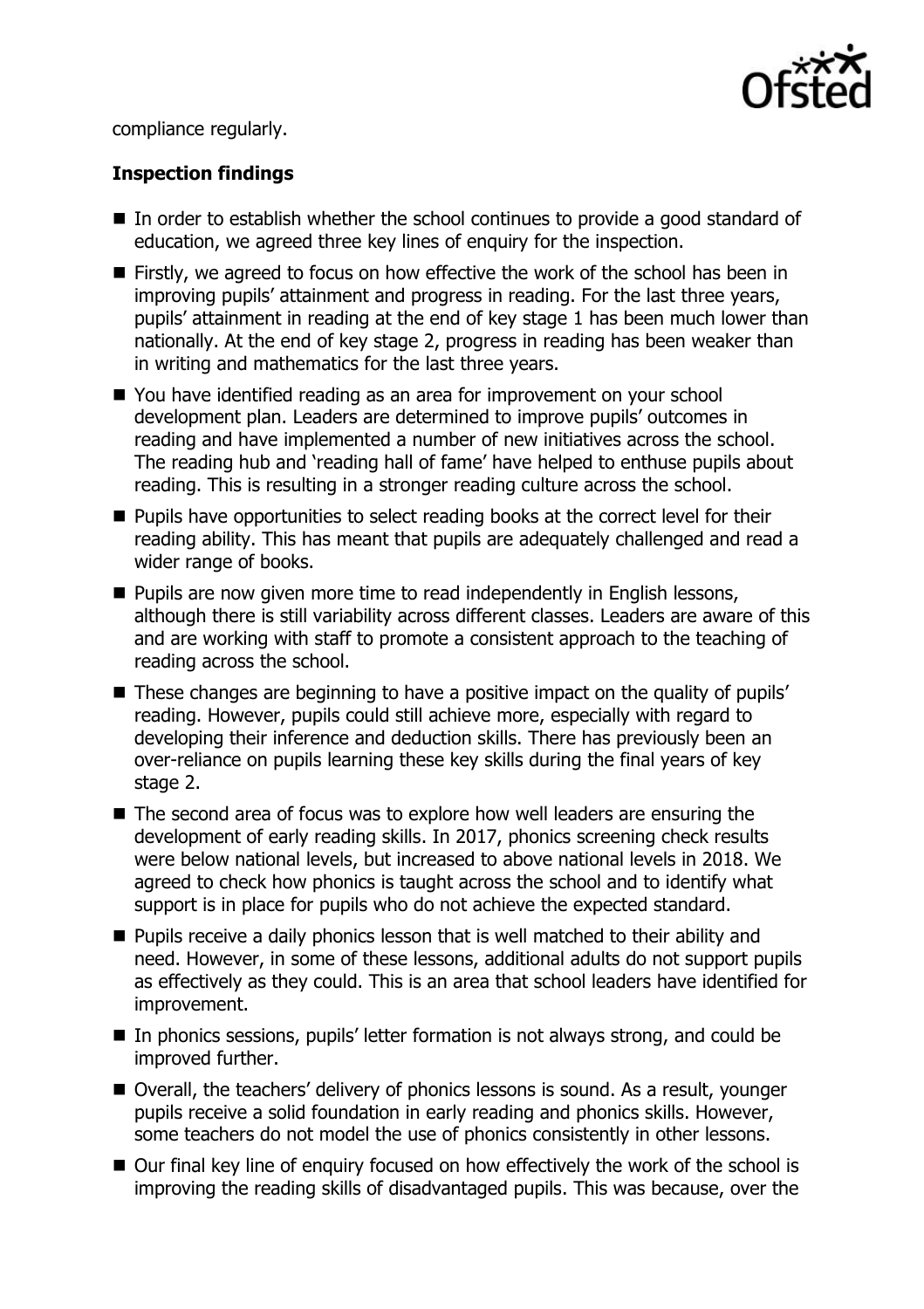compliance regularly.

**Inspection findings**

- In order to establish whether the school continues to provide a good standard of education, we agreed three key lines of enquiry for the inspection.
- Firstly, we agreed to focus on how effective the work of the school has been in improving pupils' attainment and progress in reading. For the last three years, pupils' attainment in reading at the end of key stage 1 has been much lower than nationally. At the end of key stage 2, progress in reading has been weaker than in writing and mathematics for the last three years.
- You have identified reading as an area for improvement on your school development plan. Leaders are determined to improve pupils' outcomes in reading and have implemented a number of new initiatives across the school. The reading hub and 'reading hall of fame' have helped to enthuse pupils about reading. This is resulting in a stronger reading culture across the school.
- Pupils have opportunities to select reading books at the correct level for their reading ability. This has meant that pupils are adequately challenged and read a wider range of books.
- Pupils are now given more time to read independently in English lessons, although there is still variability across different classes. Leaders are aware of this and are working with staff to promote a consistent approach to the teaching of reading across the school.
- These changes are beginning to have a positive impact on the quality of pupils' reading. However, pupils could still achieve more, especially with regard to developing their inference and deduction skills. There has previously been an over-reliance on pupils learning these key skills during the final years of key stage 2.
- The second area of focus was to explore how well leaders are ensuring the development of early reading skills. In 2017, phonics screening check results were below national levels, but increased to above national levels in 2018. We agreed to check how phonics is taught across the school and to identify what support is in place for pupils who do not achieve the expected standard.
- Pupils receive a daily phonics lesson that is well matched to their ability and need. However, in some of these lessons, additional adults do not support pupils as effectively as they could. This is an area that school leaders have identified for improvement.
- In phonics sessions, pupils' letter formation is not always strong, and could be improved further.
- Overall, the teachers' delivery of phonics lessons is sound. As a result, younger pupils receive a solid foundation in early reading and phonics skills. However, some teachers do not model the use of phonics consistently in other lessons.
- Our final key line of enquiry focused on how effectively the work of the school is improving the reading skills of disadvantaged pupils. This was because, over the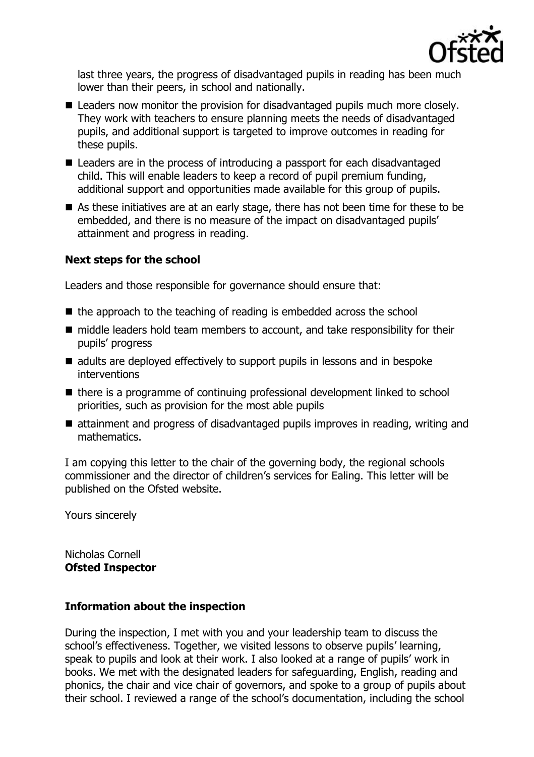last three years, the progress of disadvantaged pupils in reading has been much lower than their peers, in school and nationally.

- Leaders now monitor the provision for disadvantaged pupils much more closely. They work with teachers to ensure planning meets the needs of disadvantaged pupils, and additional support is targeted to improve outcomes in reading for these pupils.
- Leaders are in the process of introducing a passport for each disadvantaged child. This will enable leaders to keep a record of pupil premium funding, additional support and opportunities made available for this group of pupils.
- As these initiatives are at an early stage, there has not been time for these to be embedded, and there is no measure of the impact on disadvantaged pupils' attainment and progress in reading.

### Next steps for the school

Leaders and those responsible for governance should ensure that:

- the approach to the teaching of reading is embedded across the school
- middle leaders hold team members to account, and take responsibility for their pupils' progress
- adults are deployed effectively to support pupils in lessons and in bespoke interventions
- there is a programme of continuing professional development linked to school priorities, such as provision for the most able pupils
- attainment and progress of disadvantaged pupils improves in reading, writing and mathematics.

I am copying this letter to the chair of the governing body, the regional schools commissioner and the director of children's services for Ealing. This letter will be published on the Ofsted website.

Yours sincerely

Nicholas Cornell
**Ofsted Inspector**

### Information about the inspection

During the inspection, I met with you and your leadership team to discuss the school's effectiveness. Together, we visited lessons to observe pupils' learning, speak to pupils and look at their work. I also looked at a range of pupils' work in books. We met with the designated leaders for safeguarding, English, reading and phonics, the chair and vice chair of governors, and spoke to a group of pupils about their school. I reviewed a range of the school's documentation, including the school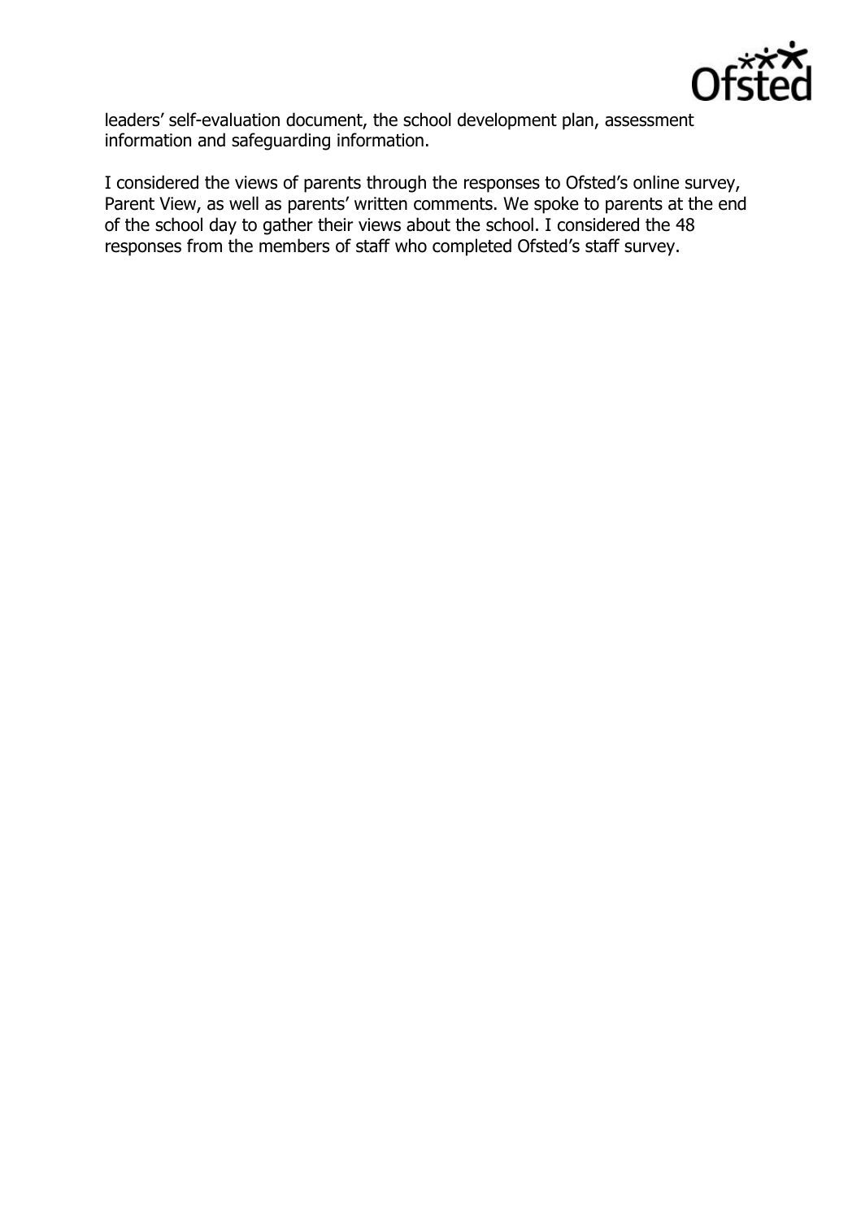leaders' self-evaluation document, the school development plan, assessment information and safeguarding information.

I considered the views of parents through the responses to Ofsted's online survey, Parent View, as well as parents' written comments. We spoke to parents at the end of the school day to gather their views about the school. I considered the 48 responses from the members of staff who completed Ofsted's staff survey.